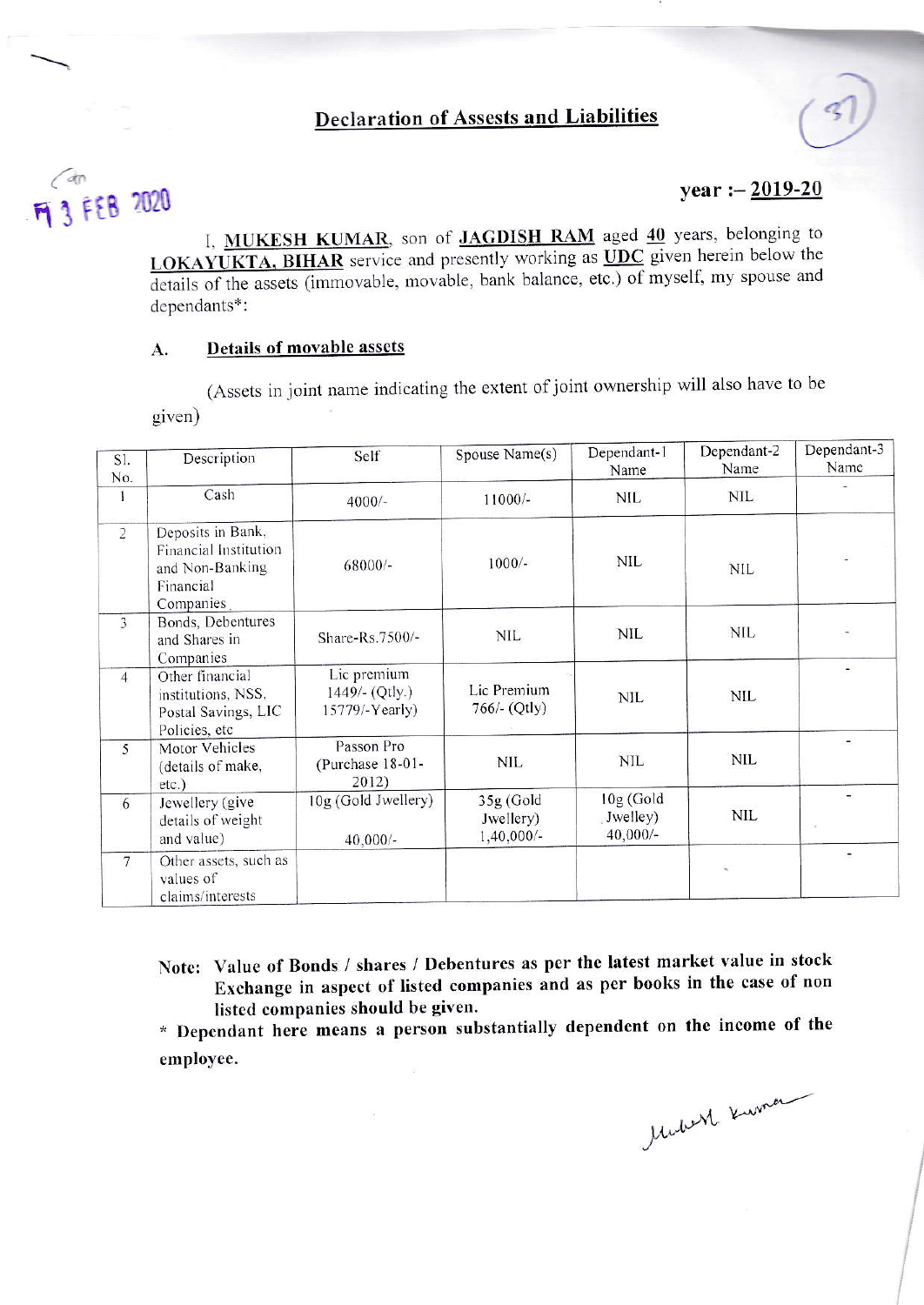## Declaration of Assests and Liabilities

13 FEB 2020

**year :– 2019-20**

I, **MUKESH KUMAR**, son of **JAGDISH RAM** aged **40** years, belonging to **LOKAYUKTA, BIHAR** service and presently working as **UDC** given herein below the details of the assets (immovable, movable, bank balance, etc.) of myself, my spouse and dependants*:

### A. Details of movable assets

(Assets in joint name indicating the extent of joint ownership will also have to be given)

| Sl. No. | Description | Self | Spouse Name(s) | Dependant-1 Name | Dependant-2 Name | Dependant-3 Name |
|---|---|---|---|---|---|---|
| 1 | Cash | 4000/- | 11000/- | NIL | NIL | - |
| 2 | Deposits in Bank, Financial Institution and Non-Banking Financial Companies | 68000/- | 1000/- | NIL | NIL | - |
| 3 | Bonds, Debentures and Shares in Companies | Share-Rs.7500/- | NIL | NIL | NIL | - |
| 4 | Other financial institutions, NSS, Postal Savings, LIC Policies, etc | Lic premium 1449/- (Qtly.) 15779/-Yearly) | Lic Premium 766/- (Qtly) | NIL | NIL | - |
| 5 | Motor Vehicles (details of make, etc.) | Passon Pro (Purchase 18-01-2012) | NIL | NIL | NIL | - |
| 6 | Jewellery (give details of weight and value) | 10g (Gold Jwellery) 40,000/- | 35g (Gold Jwellery) 1,40,000/- | 10g (Gold Jwelley) 40,000/- | NIL | - |
| 7 | Other assets, such as values of claims/interests | | | | - | - |

**Note: Value of Bonds / shares / Debentures as per the latest market value in stock Exchange in aspect of listed companies and as per books in the case of non listed companies should be given.**

**\* Dependant here means a person substantially dependent on the income of the employee.**

Mukesh Kumar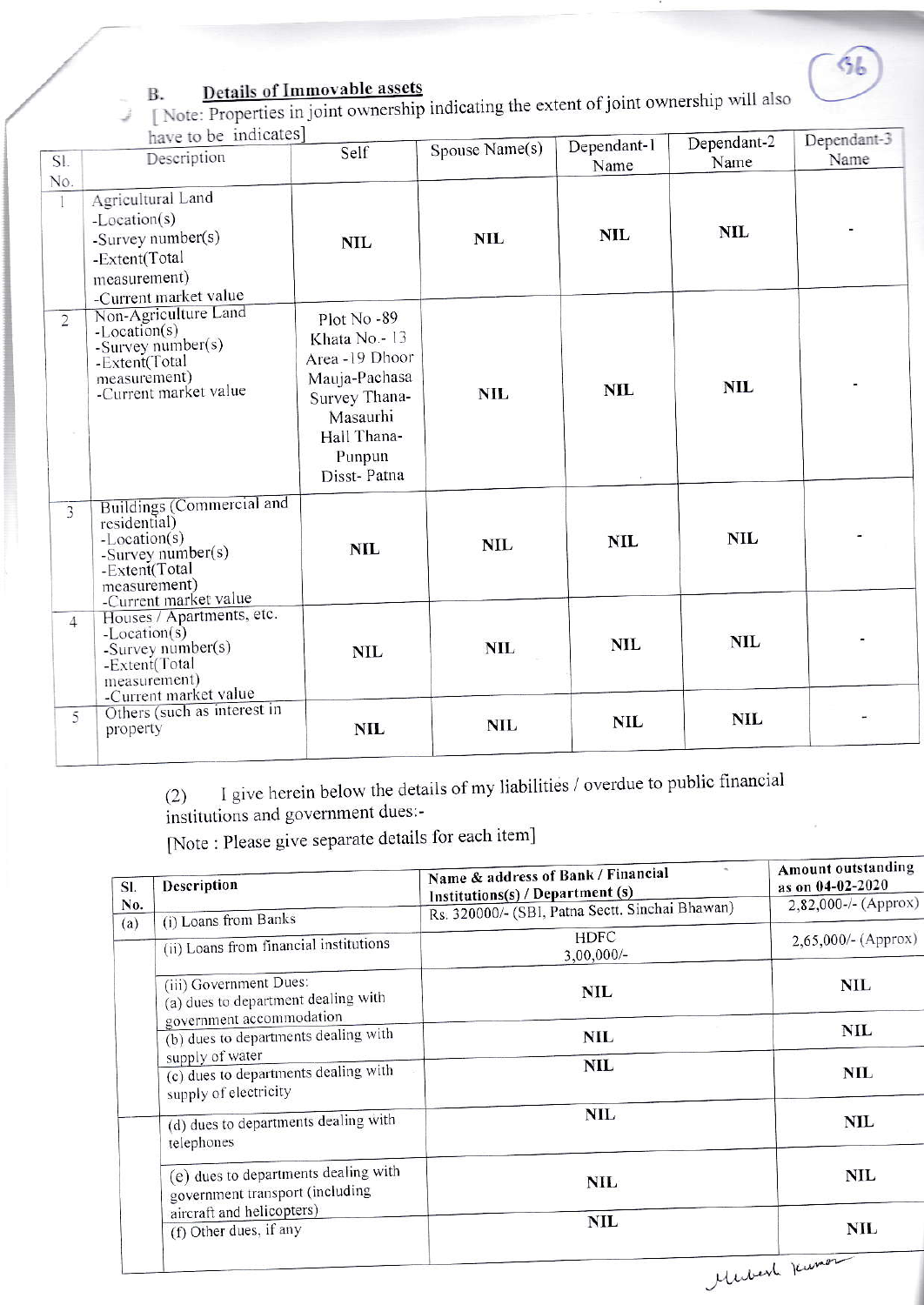## B. Details of Immovable assets

[ Note: Properties in joint ownership indicating the extent of joint ownership will also have to be indicates]

| Sl. No. | Description | Self | Spouse Name(s) | Dependant-1 Name | Dependant-2 Name | Dependant-3 Name |
|---|---|---|---|---|---|---|
| 1 | Agricultural Land -Location(s) -Survey number(s) -Extent(Total measurement) -Current market value | NIL | NIL | NIL | NIL | - |
| 2 | Non-Agriculture Land -Location(s) -Survey number(s) -Extent(Total measurement) -Current market value | Plot No -89 Khata No.- 13 Area -19 Dhoor Mauja-Pachasa Survey Thana-Masaurhi Hall Thana-Punpun Disst- Patna | NIL | NIL | NIL | - |
| 3 | Buildings (Commercial and residential) -Location(s) -Survey number(s) -Extent(Total measurement) -Current market value | NIL | NIL | NIL | NIL | - |
| 4 | Houses / Apartments, etc. -Location(s) -Survey number(s) -Extent(Total measurement) -Current market value | NIL | NIL | NIL | NIL | - |
| 5 | Others (such as interest in property | NIL | NIL | NIL | NIL | - |

(2) I give herein below the details of my liabilities / overdue to public financial institutions and government dues:-

[Note : Please give separate details for each item]

| Sl. No. | Description | Name & address of Bank / Financial Institutions(s) / Department (s) | Amount outstanding as on 04-02-2020 |
|---|---|---|---|
| (a) | (i) Loans from Banks | Rs. 320000/- (SBI, Patna Sectt. Sinchai Bhawan) | 2,82,000-/- (Approx) |
| | (ii) Loans from financial institutions | HDFC 3,00,000/- | 2,65,000/- (Approx) |
| | (iii) Government Dues: (a) dues to department dealing with government accommodation | NIL | NIL |
| | (b) dues to departments dealing with supply of water | NIL | NIL |
| | (c) dues to departments dealing with supply of electricity | NIL | NIL |
| | (d) dues to departments dealing with telephones | NIL | NIL |
| | (e) dues to departments dealing with government transport (including aircraft and helicopters) | NIL | NIL |
| | (f) Other dues, if any | NIL | NIL |

Mukesh Kumar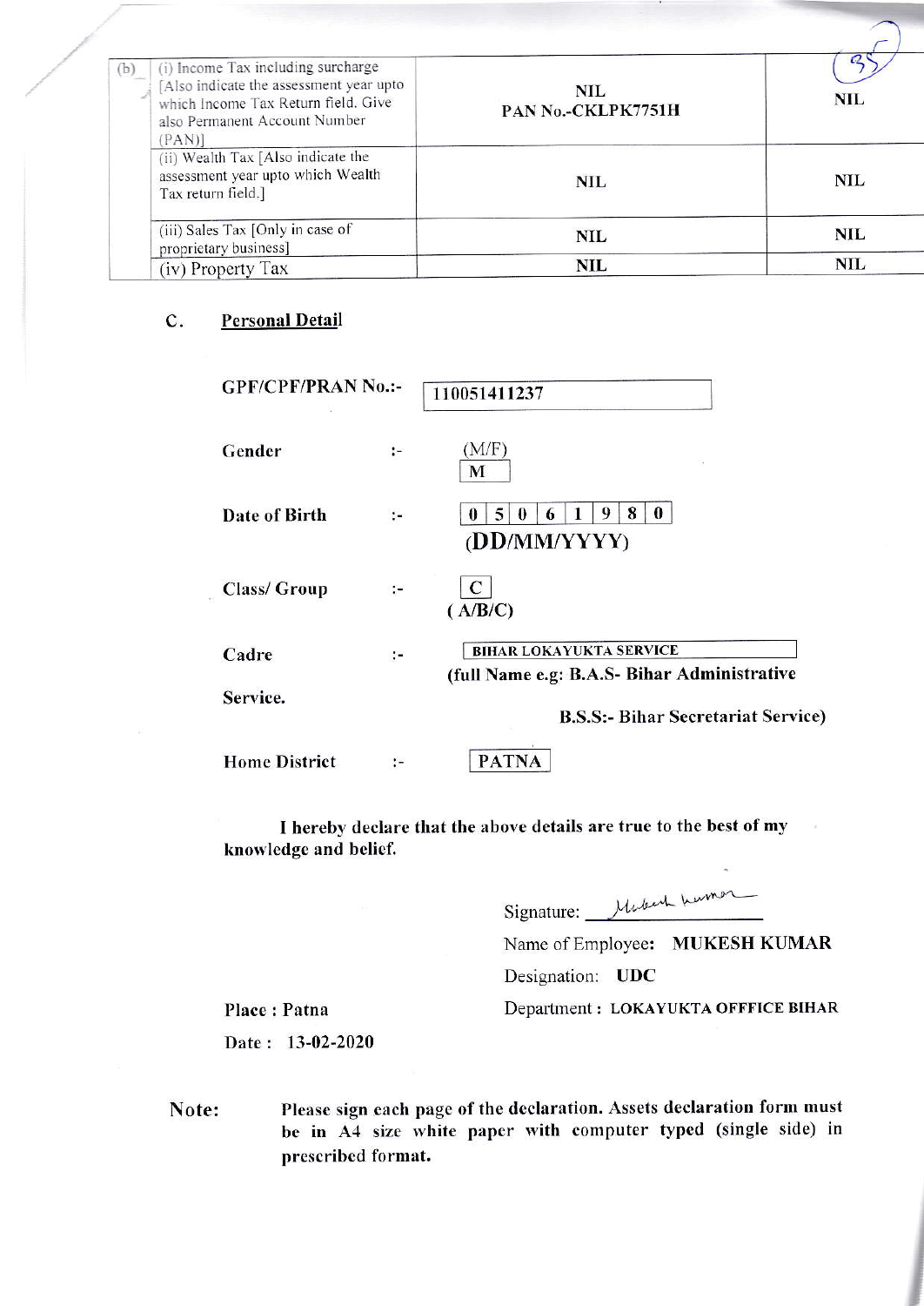| | | | |
|---|---|---|---|
| (b) | (i) Income Tax including surcharge [Also indicate the assessment year upto which Income Tax Return field. Give also Permanent Account Number (PAN)] | NIL<br>PAN No.-CKLPK7751H | NIL |
| | (ii) Wealth Tax [Also indicate the assessment year upto which Wealth Tax return field.] | NIL | NIL |
| | (iii) Sales Tax [Only in case of proprietary business] | NIL | NIL |
| | (iv) Property Tax | NIL | NIL |

## C. Personal Detail

**GPF/CPF/PRAN No.:-** 110051411237

**Gender** :- (M/F) M

**Date of Birth** :- 0 5 0 6 1 9 8 0 **(DD/MM/YYYY)**

**Class/ Group** :- C **( A/B/C)**

**Cadre Service.** :- BIHAR LOKAYUKTA SERVICE
**(full Name e.g: B.A.S- Bihar Administrative B.S.S:- Bihar Secretariat Service)**

**Home District** :- PATNA

**I hereby declare that the above details are true to the best of my knowledge and belief.**

Signature: Mukesh kumar

Name of Employee: **MUKESH KUMAR**

Designation: **UDC**

Department : **LOKAYUKTA OFFFICE BIHAR**

**Place : Patna**

Date : **13-02-2020**

**Note:** **Please sign each page of the declaration. Assets declaration form must be in A4 size white paper with computer typed (single side) in prescribed format.**